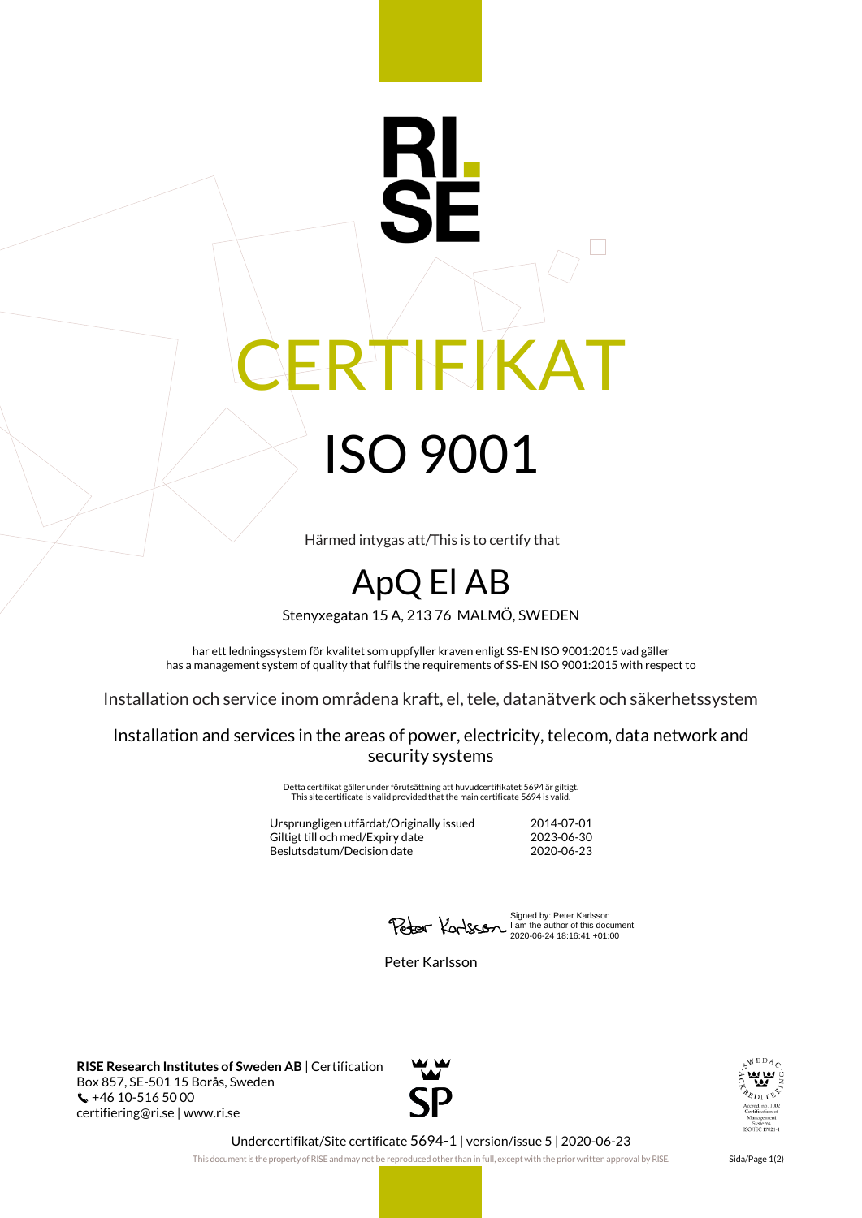RI.
SE

# CERTIFIKAT

# ISO 9001

Härmed intygas att/This is to certify that

## ApQ El AB

Stenyxegatan 15 A, 213 76 MALMÖ, SWEDEN

har ett ledningssystem för kvalitet som uppfyller kraven enligt SS-EN ISO 9001:2015 vad gäller
has a management system of quality that fulfils the requirements of SS-EN ISO 9001:2015 with respect to

Installation och service inom områdena kraft, el, tele, datanätverk och säkerhetssystem

Installation and services in the areas of power, electricity, telecom, data network and security systems

Detta certifikat gäller under förutsättning att huvudcertifikatet 5694 är giltigt.
This site certificate is valid provided that the main certificate 5694 is valid.

| | |
|---|---|
| Ursprungligen utfärdat/Originally issued | 2014-07-01 |
| Giltigt till och med/Expiry date | 2023-06-30 |
| Beslutsdatum/Decision date | 2020-06-23 |

Signed by: Peter Karlsson
I am the author of this document
2020-06-24 18:16:41 +01:00

Peter Karlsson

**RISE Research Institutes of Sweden AB** | Certification
Box 857, SE-501 15 Borås, Sweden
+46 10-516 50 00
certifiering@ri.se | www.ri.se

SP

SWEDAC ACKREDITERING
Ackred. nr. 1002
Certification of Management Systems
ISO/IEC 17021-1

Undercertifikat/Site certificate 5694-1 | version/issue 5 | 2020-06-23

This document is the property of RISE and may not be reproduced other than in full, except with the prior written approval by RISE.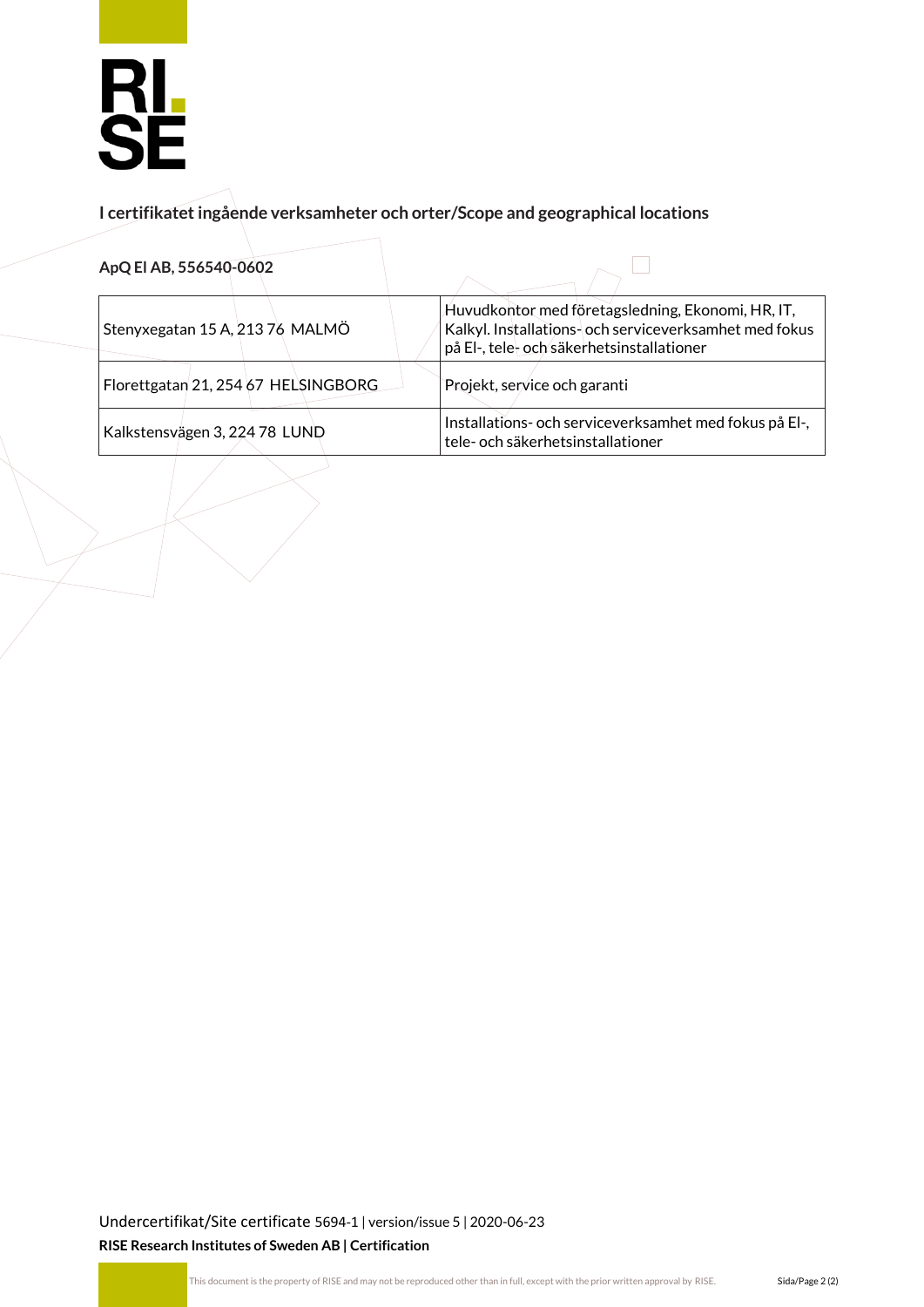## I certifikatet ingående verksamheter och orter/Scope and geographical locations

**ApQ El AB, 556540-0602**

| | |
|---|---|
| Stenyxegatan 15 A, 213 76 MALMÖ | Huvudkontor med företagsledning, Ekonomi, HR, IT, Kalkyl. Installations- och serviceverksamhet med fokus på El-, tele- och säkerhetsinstallationer |
| Florettgatan 21, 254 67 HELSINGBORG | Projekt, service och garanti |
| Kalkstensvägen 3, 224 78 LUND | Installations- och serviceverksamhet med fokus på El-, tele- och säkerhetsinstallationer |

Undercertifikat/Site certificate 5694-1 | version/issue 5 | 2020-06-23

**RISE Research Institutes of Sweden AB | Certification**

This document is the property of RISE and may not be reproduced other than in full, except with the prior written approval by RISE.